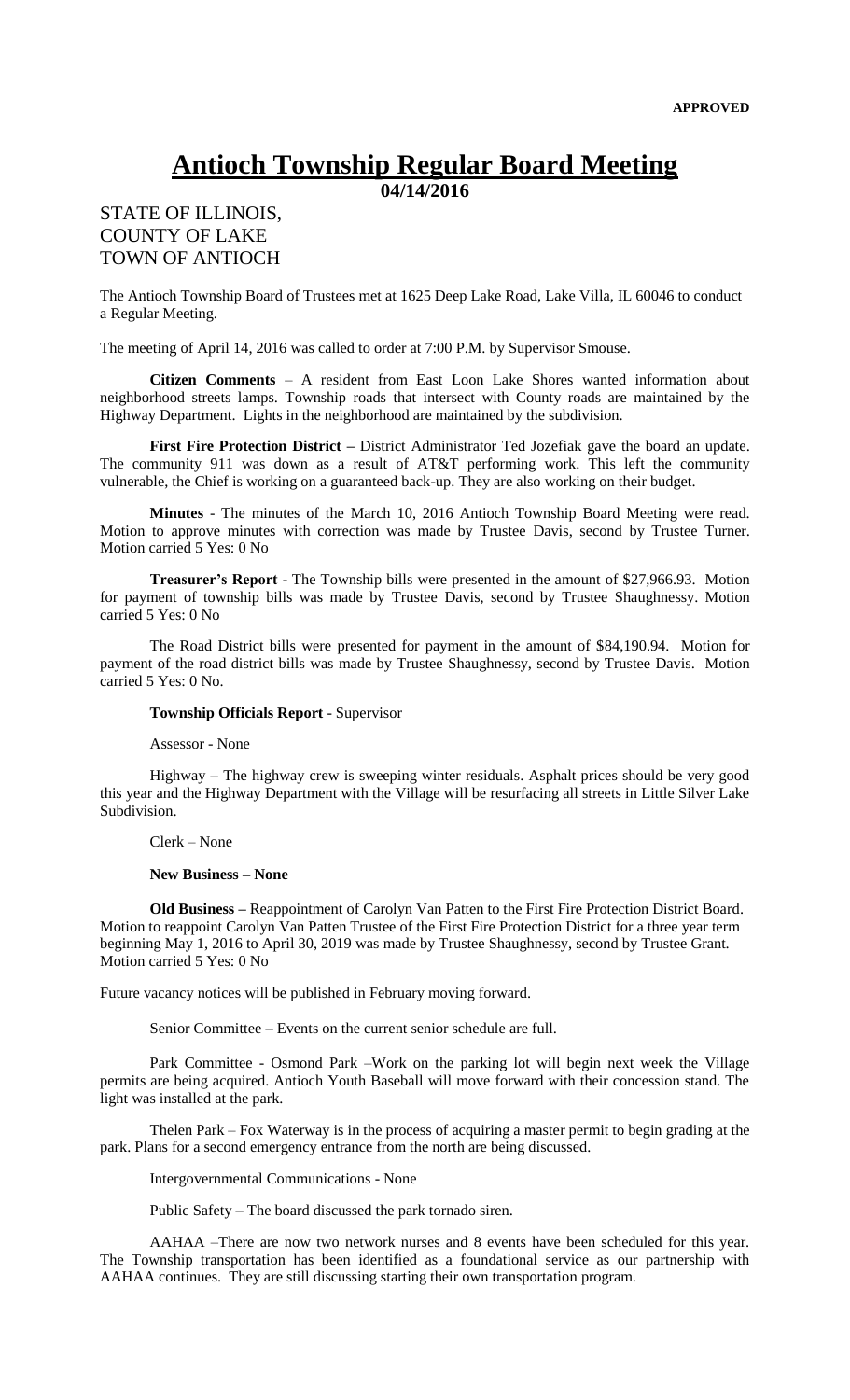**APPROVED**

# Antioch Township Regular Board Meeting

**04/14/2016**

STATE OF ILLINOIS,
COUNTY OF LAKE
TOWN OF ANTIOCH

The Antioch Township Board of Trustees met at 1625 Deep Lake Road, Lake Villa, IL 60046 to conduct a Regular Meeting.

The meeting of April 14, 2016 was called to order at 7:00 P.M. by Supervisor Smouse.

**Citizen Comments** – A resident from East Loon Lake Shores wanted information about neighborhood streets lamps. Township roads that intersect with County roads are maintained by the Highway Department. Lights in the neighborhood are maintained by the subdivision.

**First Fire Protection District –** District Administrator Ted Jozefiak gave the board an update. The community 911 was down as a result of AT&T performing work. This left the community vulnerable, the Chief is working on a guaranteed back-up. They are also working on their budget.

**Minutes** - The minutes of the March 10, 2016 Antioch Township Board Meeting were read. Motion to approve minutes with correction was made by Trustee Davis, second by Trustee Turner. Motion carried 5 Yes: 0 No

**Treasurer's Report** - The Township bills were presented in the amount of $27,966.93. Motion for payment of township bills was made by Trustee Davis, second by Trustee Shaughnessy. Motion carried 5 Yes: 0 No

The Road District bills were presented for payment in the amount of $84,190.94. Motion for payment of the road district bills was made by Trustee Shaughnessy, second by Trustee Davis. Motion carried 5 Yes: 0 No.

**Township Officials Report** - Supervisor

Assessor - None

Highway – The highway crew is sweeping winter residuals. Asphalt prices should be very good this year and the Highway Department with the Village will be resurfacing all streets in Little Silver Lake Subdivision.

Clerk – None

**New Business – None**

**Old Business –** Reappointment of Carolyn Van Patten to the First Fire Protection District Board. Motion to reappoint Carolyn Van Patten Trustee of the First Fire Protection District for a three year term beginning May 1, 2016 to April 30, 2019 was made by Trustee Shaughnessy, second by Trustee Grant. Motion carried 5 Yes: 0 No

Future vacancy notices will be published in February moving forward.

Senior Committee – Events on the current senior schedule are full.

Park Committee - Osmond Park –Work on the parking lot will begin next week the Village permits are being acquired. Antioch Youth Baseball will move forward with their concession stand. The light was installed at the park.

Thelen Park – Fox Waterway is in the process of acquiring a master permit to begin grading at the park. Plans for a second emergency entrance from the north are being discussed.

Intergovernmental Communications - None

Public Safety – The board discussed the park tornado siren.

AAHAA –There are now two network nurses and 8 events have been scheduled for this year. The Township transportation has been identified as a foundational service as our partnership with AAHAA continues. They are still discussing starting their own transportation program.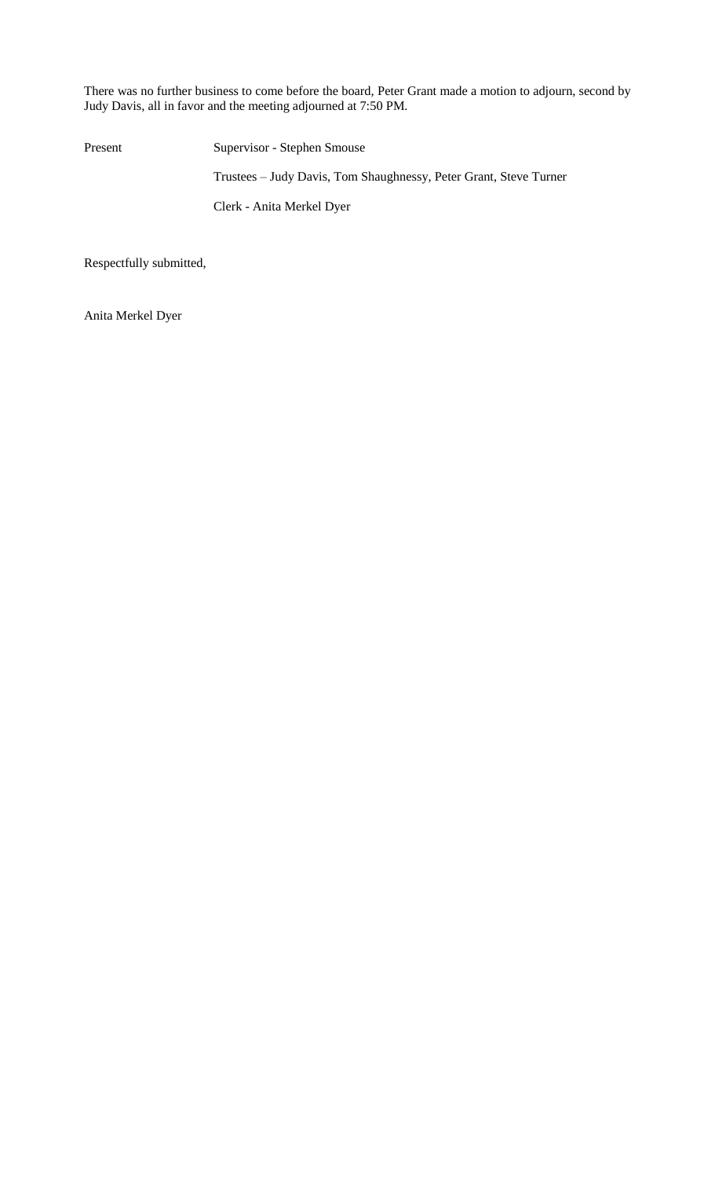There was no further business to come before the board, Peter Grant made a motion to adjourn, second by Judy Davis, all in favor and the meeting adjourned at 7:50 PM.

| | |
|---|---|
| Present | Supervisor - Stephen Smouse |
| | Trustees – Judy Davis, Tom Shaughnessy, Peter Grant, Steve Turner |
| | Clerk - Anita Merkel Dyer |

Respectfully submitted,

Anita Merkel Dyer